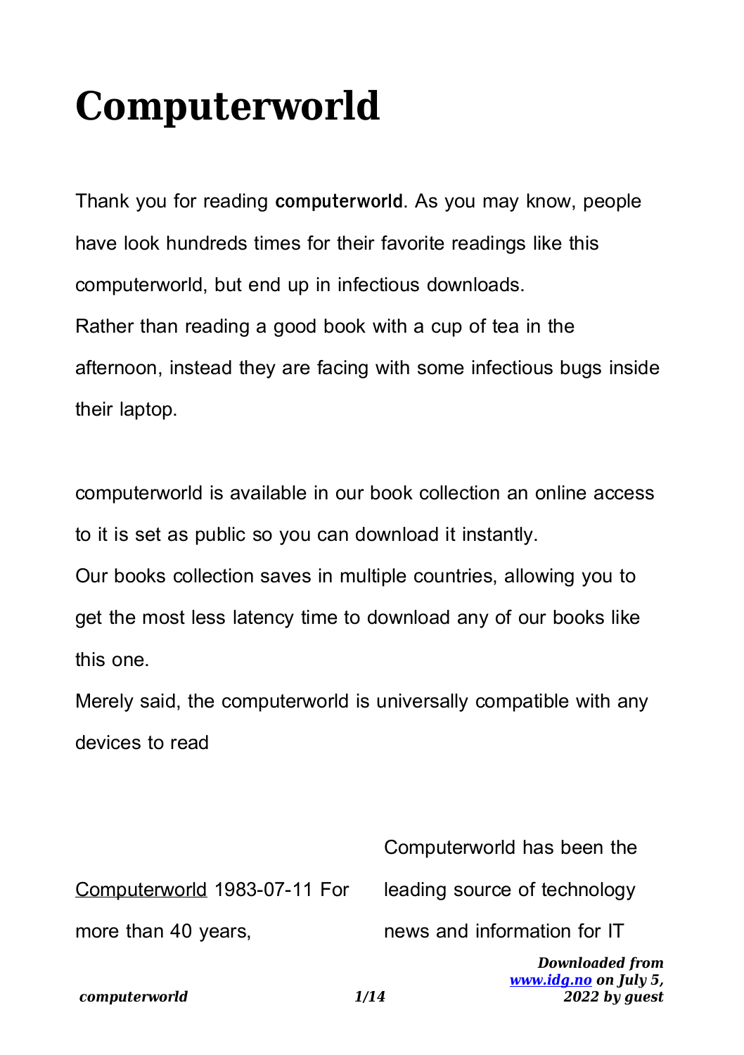# Computerworld

Thank you for reading **computerworld**. As you may know, people have look hundreds times for their favorite readings like this computerworld, but end up in infectious downloads.
Rather than reading a good book with a cup of tea in the afternoon, instead they are facing with some infectious bugs inside their laptop.

computerworld is available in our book collection an online access to it is set as public so you can download it instantly.
Our books collection saves in multiple countries, allowing you to get the most less latency time to download any of our books like this one.
Merely said, the computerworld is universally compatible with any devices to read

Computerworld 1983-07-11 For more than 40 years, Computerworld has been the leading source of technology news and information for IT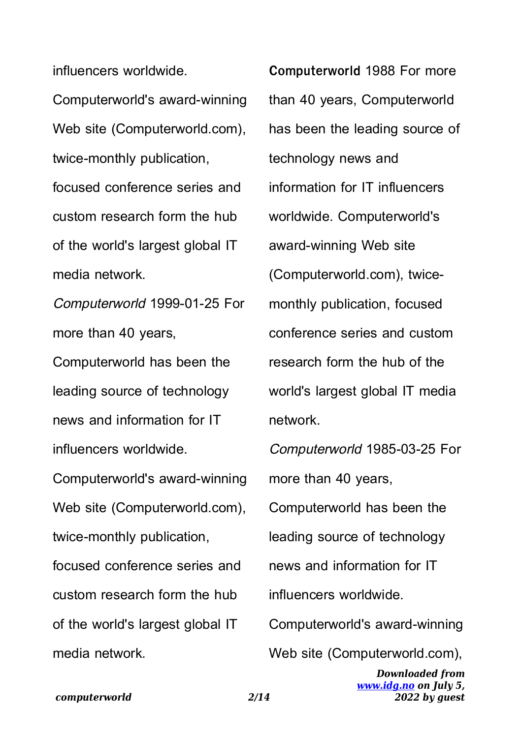influencers worldwide. Computerworld's award-winning Web site (Computerworld.com), twice-monthly publication, focused conference series and custom research form the hub of the world's largest global IT media network.

*Computerworld* 1999-01-25 For more than 40 years, Computerworld has been the leading source of technology news and information for IT influencers worldwide. Computerworld's award-winning Web site (Computerworld.com), twice-monthly publication, focused conference series and custom research form the hub of the world's largest global IT media network.

**Computerworld** 1988 For more than 40 years, Computerworld has been the leading source of technology news and information for IT influencers worldwide. Computerworld's award-winning Web site (Computerworld.com), twice-monthly publication, focused conference series and custom research form the hub of the world's largest global IT media network.

*Computerworld* 1985-03-25 For more than 40 years, Computerworld has been the leading source of technology news and information for IT influencers worldwide. Computerworld's award-winning Web site (Computerworld.com),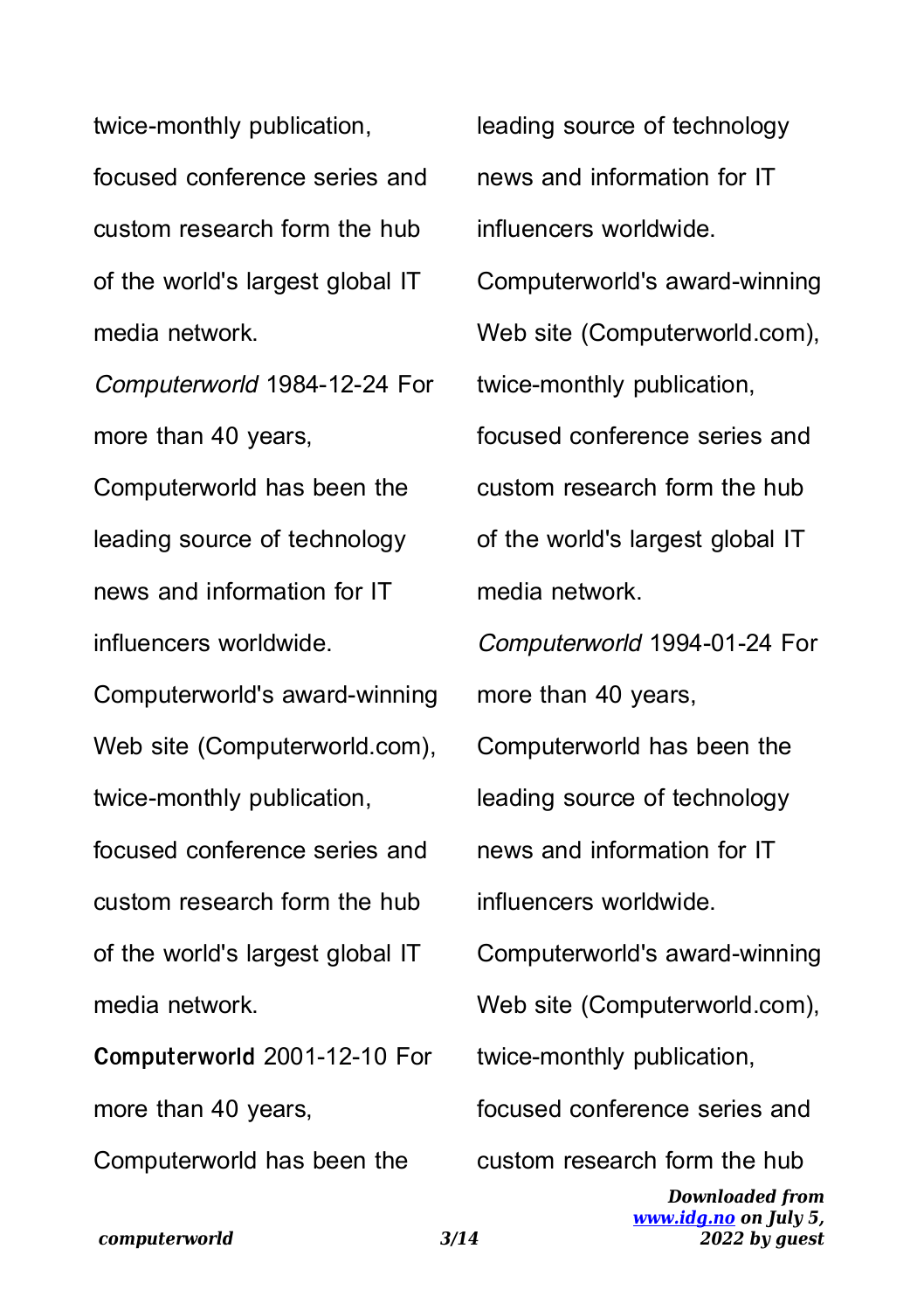twice-monthly publication, focused conference series and custom research form the hub of the world's largest global IT media network.

*Computerworld* 1984-12-24 For more than 40 years, Computerworld has been the leading source of technology news and information for IT influencers worldwide. Computerworld's award-winning Web site (Computerworld.com), twice-monthly publication, focused conference series and custom research form the hub of the world's largest global IT media network.

**Computerworld** 2001-12-10 For more than 40 years, Computerworld has been the leading source of technology news and information for IT influencers worldwide. Computerworld's award-winning Web site (Computerworld.com), twice-monthly publication, focused conference series and custom research form the hub of the world's largest global IT media network.

*Computerworld* 1994-01-24 For more than 40 years, Computerworld has been the leading source of technology news and information for IT influencers worldwide. Computerworld's award-winning Web site (Computerworld.com), twice-monthly publication, focused conference series and custom research form the hub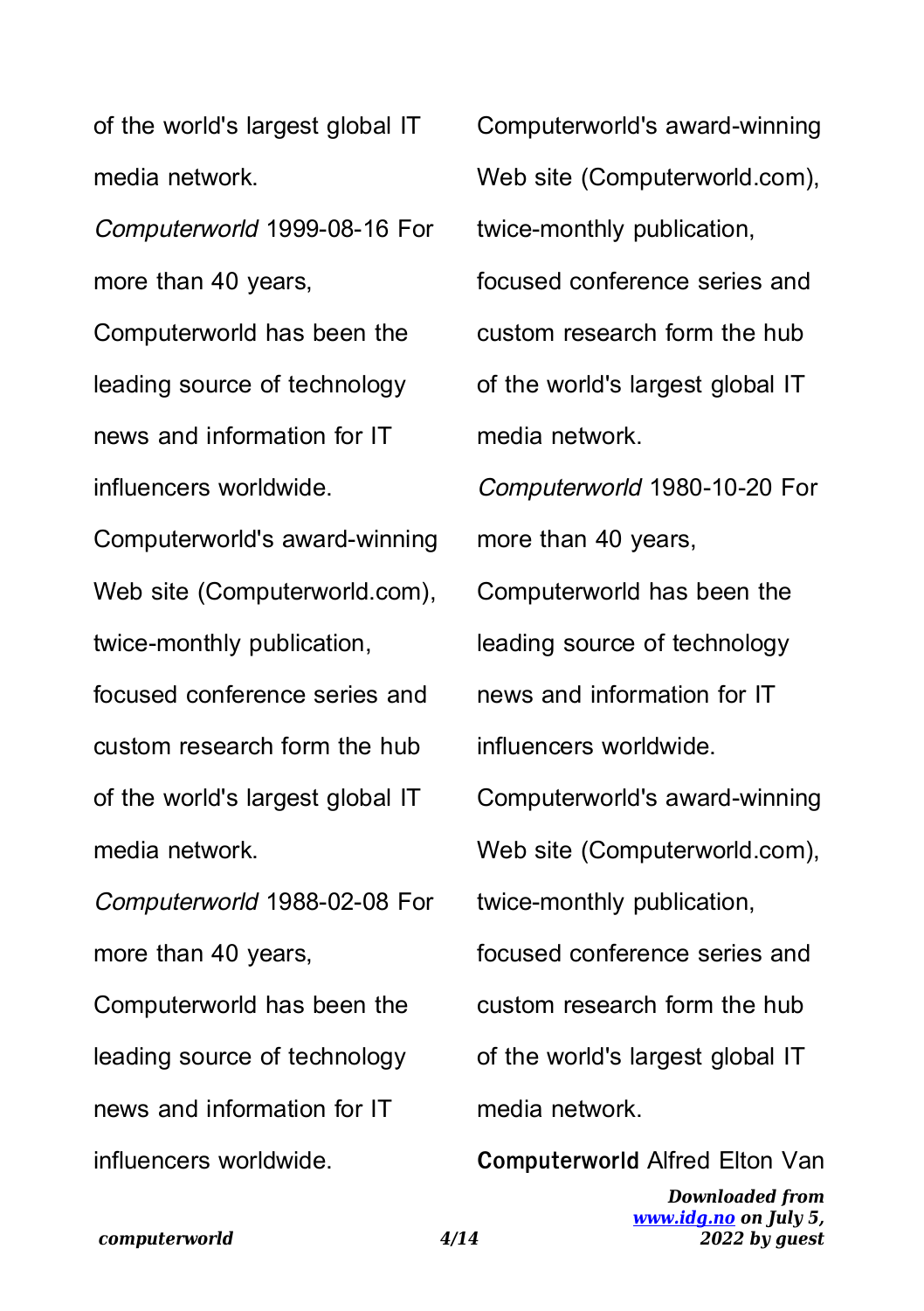of the world's largest global IT media network.

*Computerworld* 1999-08-16 For more than 40 years, Computerworld has been the leading source of technology news and information for IT influencers worldwide. Computerworld's award-winning Web site (Computerworld.com), twice-monthly publication, focused conference series and custom research form the hub of the world's largest global IT media network.

*Computerworld* 1988-02-08 For more than 40 years, Computerworld has been the leading source of technology news and information for IT influencers worldwide. Computerworld's award-winning Web site (Computerworld.com), twice-monthly publication, focused conference series and custom research form the hub of the world's largest global IT media network.

*Computerworld* 1980-10-20 For more than 40 years, Computerworld has been the leading source of technology news and information for IT influencers worldwide. Computerworld's award-winning Web site (Computerworld.com), twice-monthly publication, focused conference series and custom research form the hub of the world's largest global IT media network.

**Computerworld** Alfred Elton Van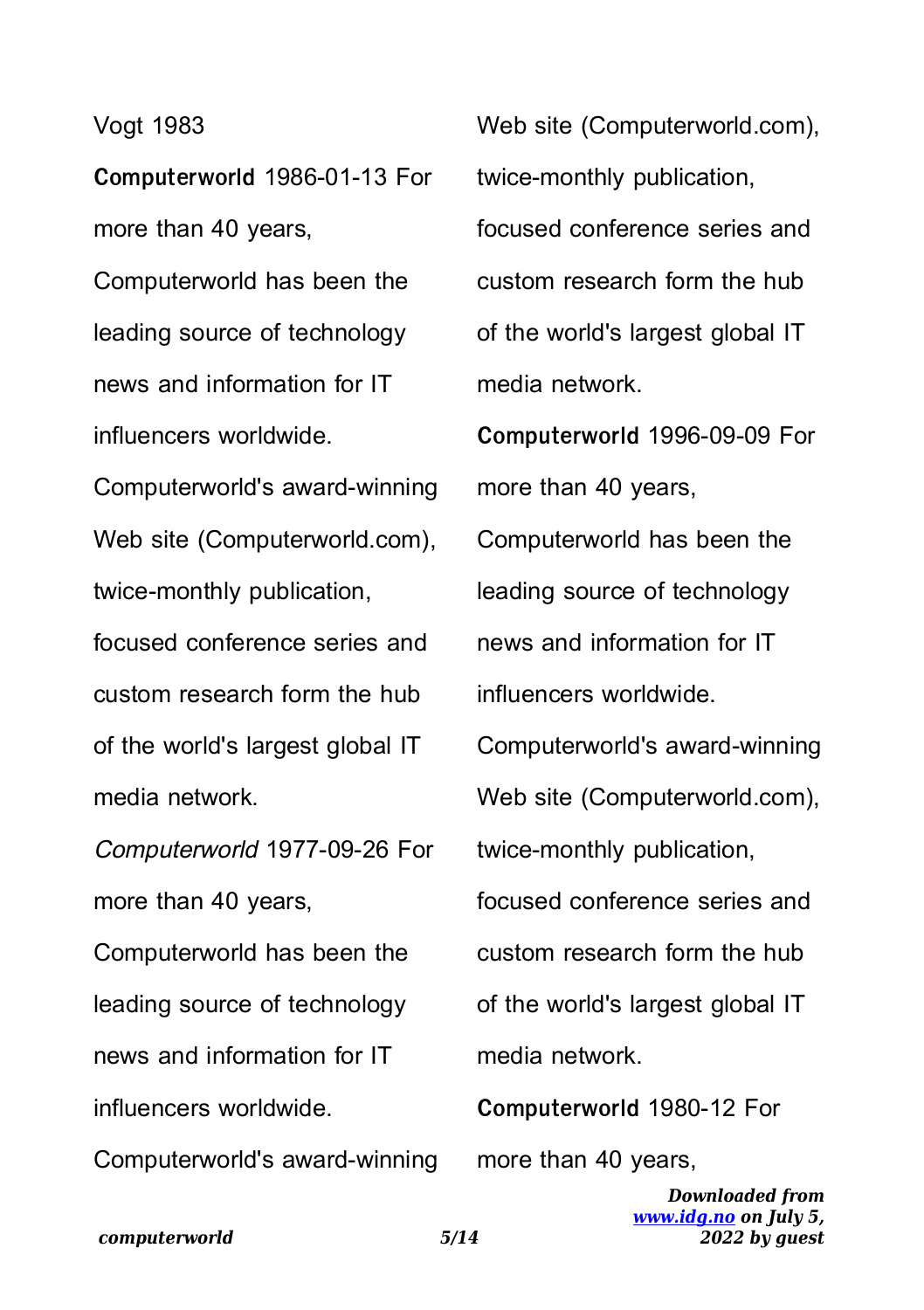Vogt 1983

**Computerworld** 1986-01-13 For more than 40 years, Computerworld has been the leading source of technology news and information for IT influencers worldwide. Computerworld's award-winning Web site (Computerworld.com), twice-monthly publication, focused conference series and custom research form the hub of the world's largest global IT media network.

*Computerworld* 1977-09-26 For more than 40 years, Computerworld has been the leading source of technology news and information for IT influencers worldwide. Computerworld's award-winning Web site (Computerworld.com), twice-monthly publication, focused conference series and custom research form the hub of the world's largest global IT media network.

**Computerworld** 1996-09-09 For more than 40 years, Computerworld has been the leading source of technology news and information for IT influencers worldwide. Computerworld's award-winning Web site (Computerworld.com), twice-monthly publication, focused conference series and custom research form the hub of the world's largest global IT media network.

**Computerworld** 1980-12 For more than 40 years,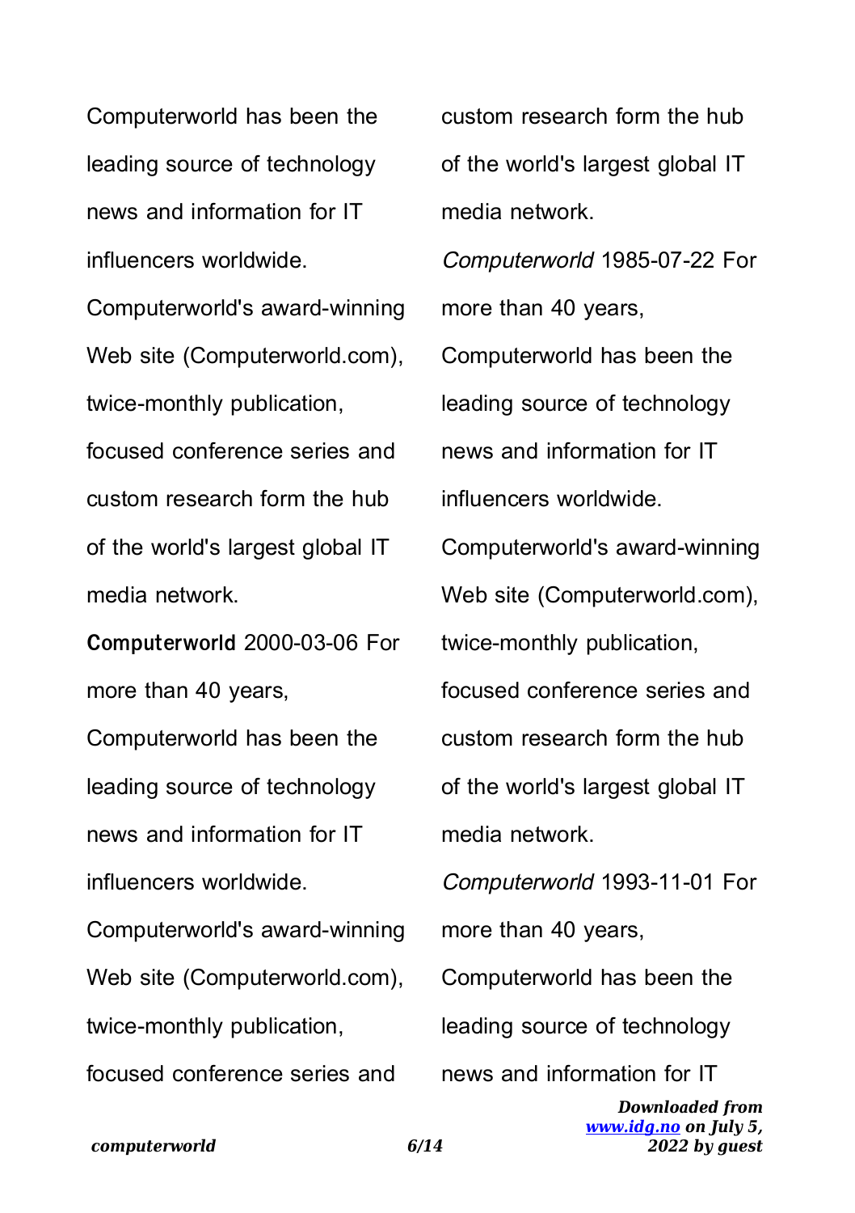Computerworld has been the leading source of technology news and information for IT influencers worldwide. Computerworld's award-winning Web site (Computerworld.com), twice-monthly publication, focused conference series and custom research form the hub of the world's largest global IT media network.

**Computerworld** 2000-03-06 For more than 40 years, Computerworld has been the leading source of technology news and information for IT influencers worldwide. Computerworld's award-winning Web site (Computerworld.com), twice-monthly publication, focused conference series and custom research form the hub of the world's largest global IT media network.

*Computerworld* 1985-07-22 For more than 40 years, Computerworld has been the leading source of technology news and information for IT influencers worldwide. Computerworld's award-winning Web site (Computerworld.com), twice-monthly publication, focused conference series and custom research form the hub of the world's largest global IT media network.

*Computerworld* 1993-11-01 For more than 40 years, Computerworld has been the leading source of technology news and information for IT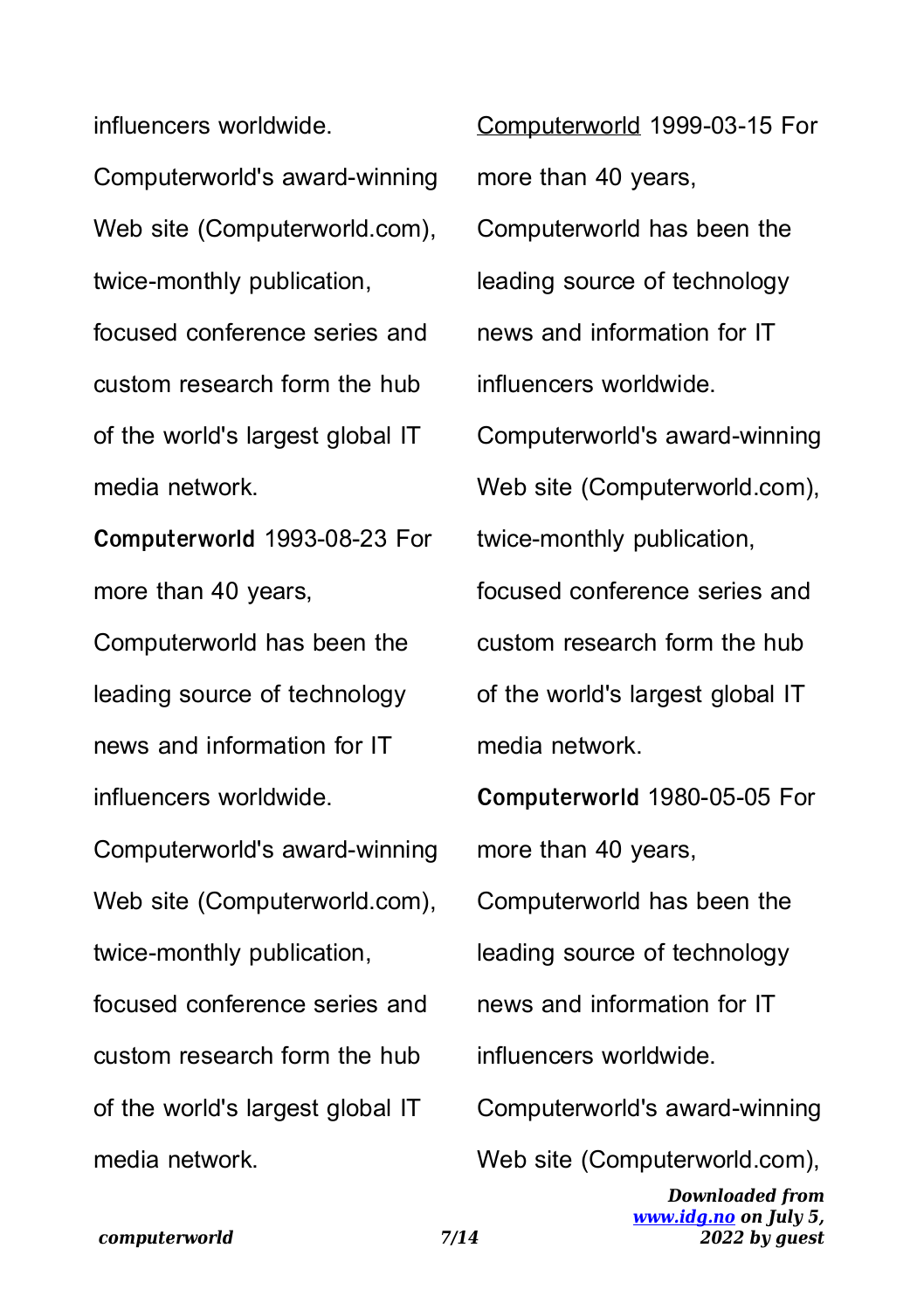influencers worldwide. Computerworld's award-winning Web site (Computerworld.com), twice-monthly publication, focused conference series and custom research form the hub of the world's largest global IT media network.

**Computerworld** 1993-08-23 For more than 40 years, Computerworld has been the leading source of technology news and information for IT influencers worldwide. Computerworld's award-winning Web site (Computerworld.com), twice-monthly publication, focused conference series and custom research form the hub of the world's largest global IT media network.

Computerworld 1999-03-15 For more than 40 years, Computerworld has been the leading source of technology news and information for IT influencers worldwide. Computerworld's award-winning Web site (Computerworld.com), twice-monthly publication, focused conference series and custom research form the hub of the world's largest global IT media network.

**Computerworld** 1980-05-05 For more than 40 years, Computerworld has been the leading source of technology news and information for IT influencers worldwide. Computerworld's award-winning Web site (Computerworld.com),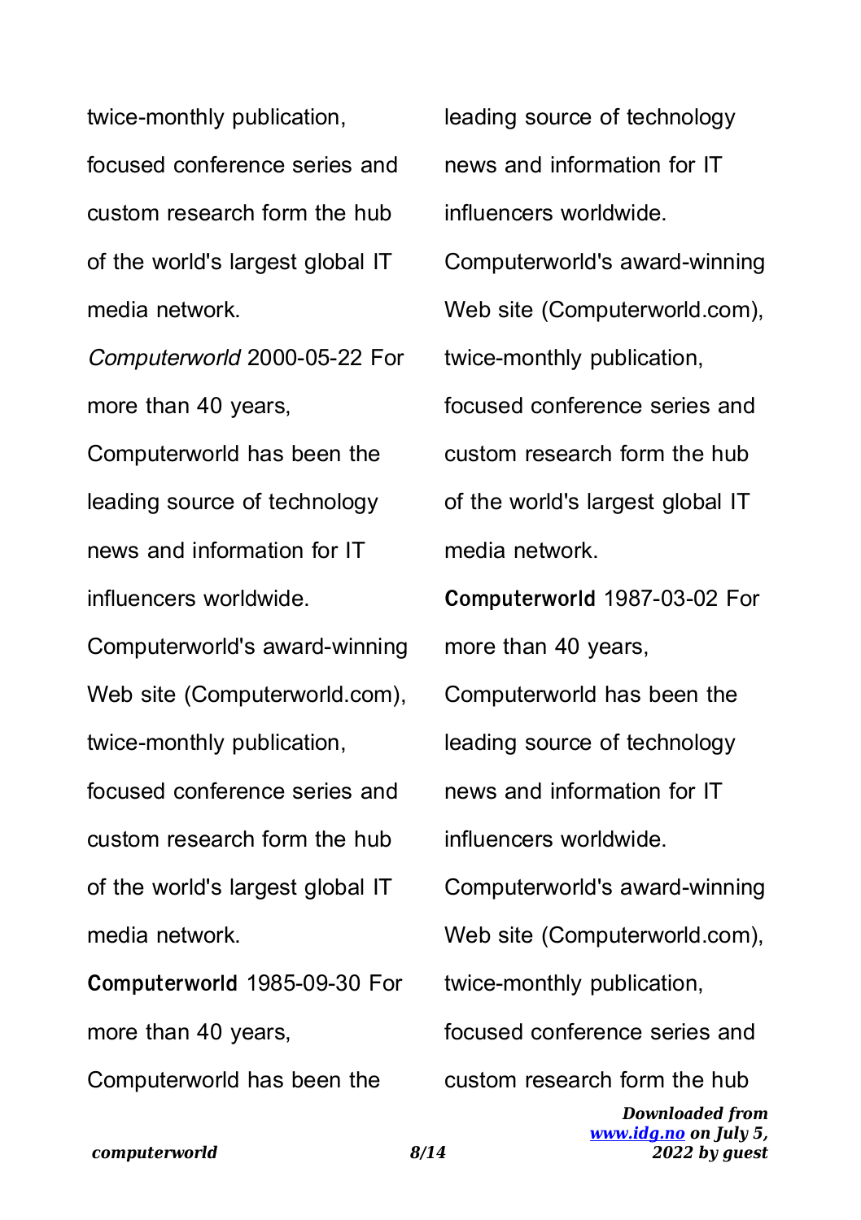twice-monthly publication, focused conference series and custom research form the hub of the world's largest global IT media network.

*Computerworld* 2000-05-22 For more than 40 years, Computerworld has been the leading source of technology news and information for IT influencers worldwide. Computerworld's award-winning Web site (Computerworld.com), twice-monthly publication, focused conference series and custom research form the hub of the world's largest global IT media network.

**Computerworld** 1985-09-30 For more than 40 years, Computerworld has been the leading source of technology news and information for IT influencers worldwide. Computerworld's award-winning Web site (Computerworld.com), twice-monthly publication, focused conference series and custom research form the hub of the world's largest global IT media network.

**Computerworld** 1987-03-02 For more than 40 years, Computerworld has been the leading source of technology news and information for IT influencers worldwide. Computerworld's award-winning Web site (Computerworld.com), twice-monthly publication, focused conference series and custom research form the hub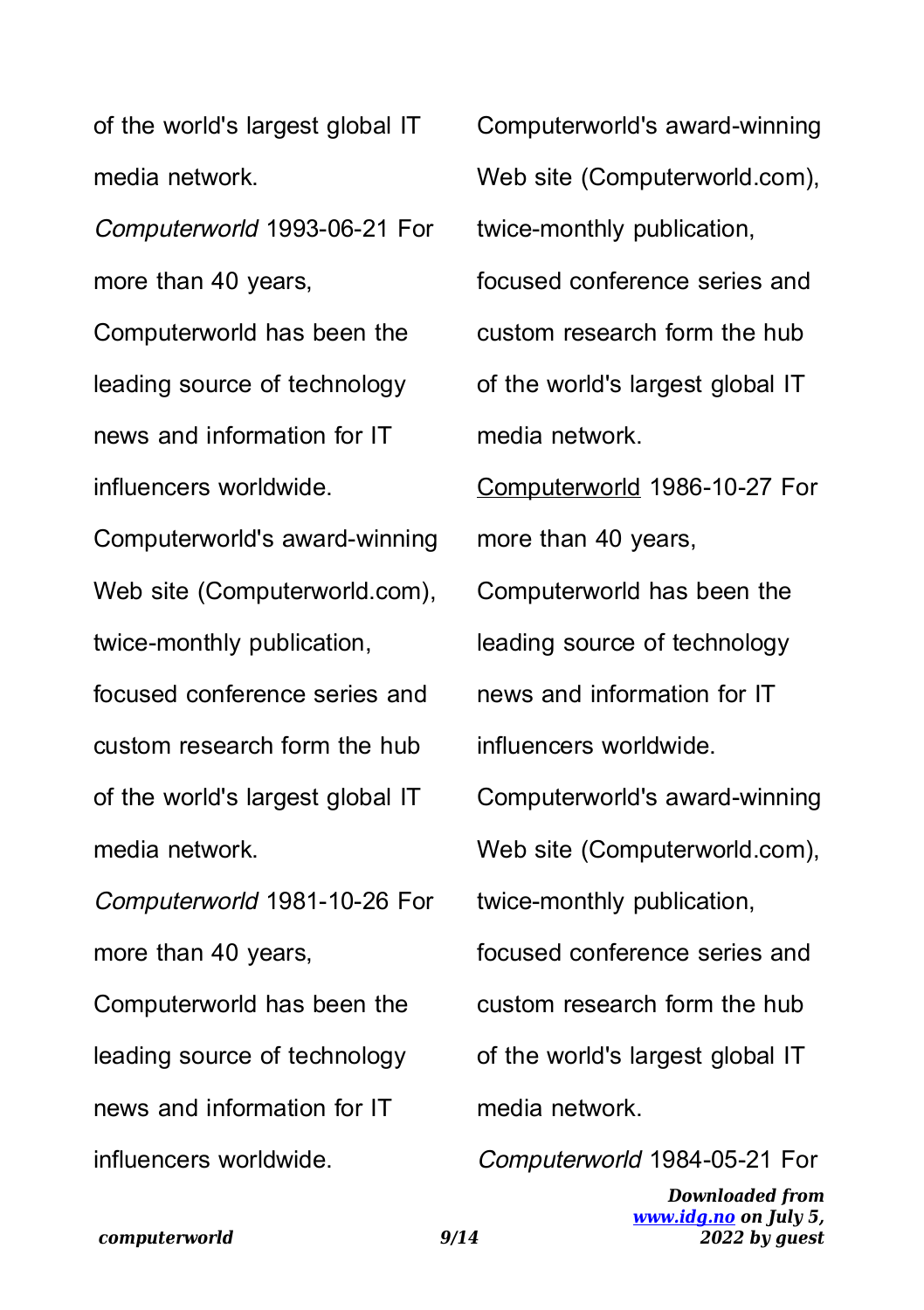of the world's largest global IT media network.

*Computerworld* 1993-06-21 For more than 40 years, Computerworld has been the leading source of technology news and information for IT influencers worldwide. Computerworld's award-winning Web site (Computerworld.com), twice-monthly publication, focused conference series and custom research form the hub of the world's largest global IT media network.

*Computerworld* 1981-10-26 For more than 40 years, Computerworld has been the leading source of technology news and information for IT influencers worldwide. Computerworld's award-winning Web site (Computerworld.com), twice-monthly publication, focused conference series and custom research form the hub of the world's largest global IT media network.

Computerworld 1986-10-27 For more than 40 years, Computerworld has been the leading source of technology news and information for IT influencers worldwide. Computerworld's award-winning Web site (Computerworld.com), twice-monthly publication, focused conference series and custom research form the hub of the world's largest global IT media network.

*Computerworld* 1984-05-21 For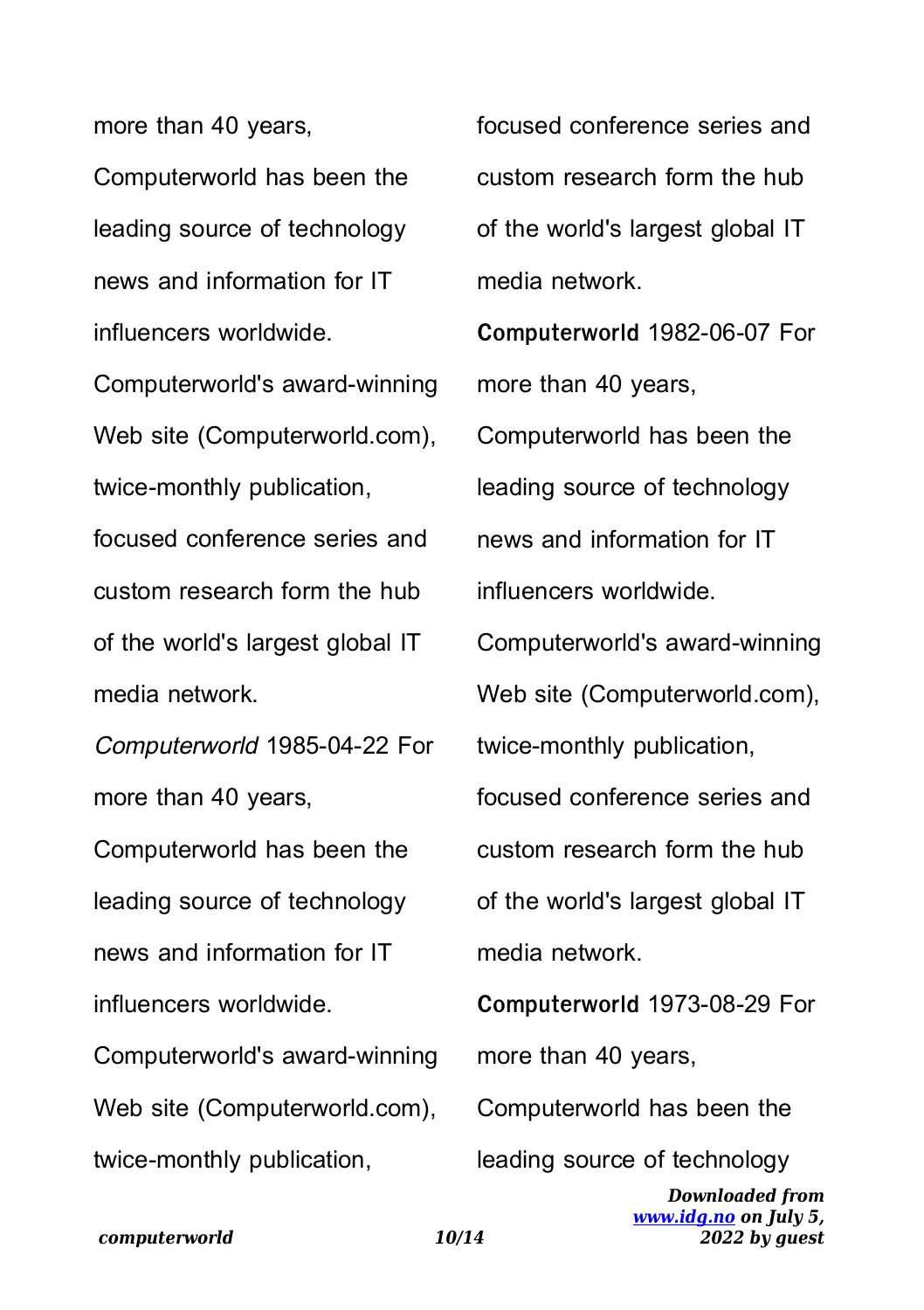more than 40 years, Computerworld has been the leading source of technology news and information for IT influencers worldwide. Computerworld's award-winning Web site (Computerworld.com), twice-monthly publication, focused conference series and custom research form the hub of the world's largest global IT media network.

*Computerworld* 1985-04-22 For more than 40 years, Computerworld has been the leading source of technology news and information for IT influencers worldwide. Computerworld's award-winning Web site (Computerworld.com), twice-monthly publication, focused conference series and custom research form the hub of the world's largest global IT media network.

**Computerworld** 1982-06-07 For more than 40 years, Computerworld has been the leading source of technology news and information for IT influencers worldwide. Computerworld's award-winning Web site (Computerworld.com), twice-monthly publication, focused conference series and custom research form the hub of the world's largest global IT media network.

**Computerworld** 1973-08-29 For more than 40 years, Computerworld has been the leading source of technology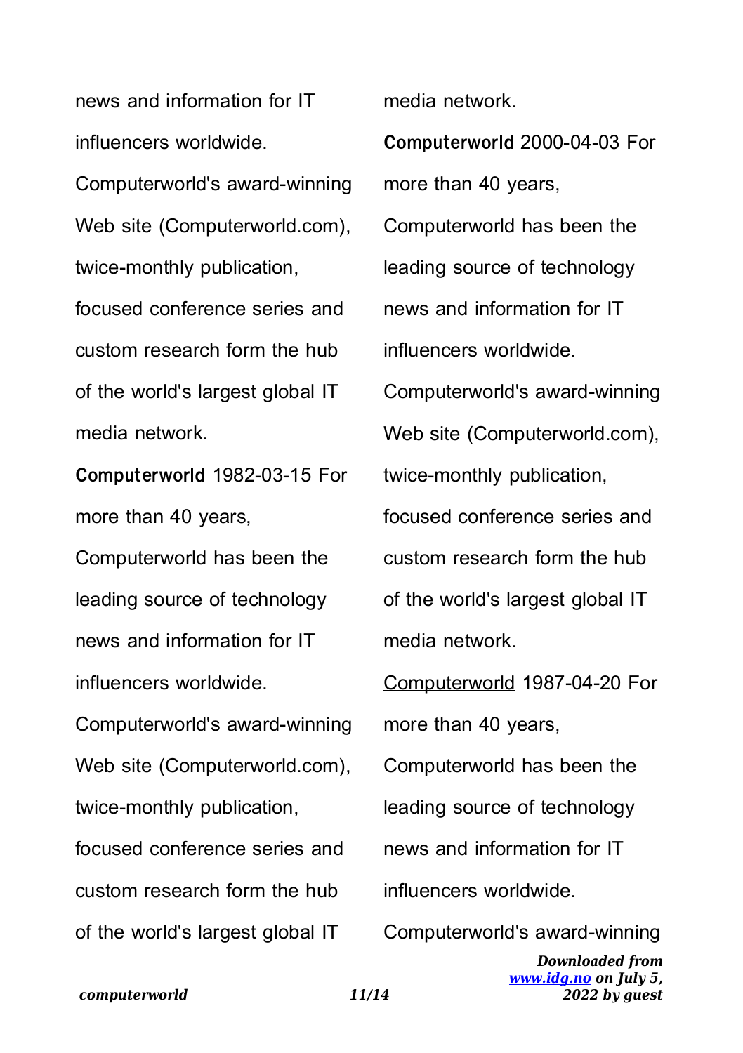news and information for IT influencers worldwide. Computerworld's award-winning Web site (Computerworld.com), twice-monthly publication, focused conference series and custom research form the hub of the world's largest global IT media network.

**Computerworld** 1982-03-15 For more than 40 years, Computerworld has been the leading source of technology news and information for IT influencers worldwide. Computerworld's award-winning Web site (Computerworld.com), twice-monthly publication, focused conference series and custom research form the hub of the world's largest global IT media network.

**Computerworld** 2000-04-03 For more than 40 years, Computerworld has been the leading source of technology news and information for IT influencers worldwide. Computerworld's award-winning Web site (Computerworld.com), twice-monthly publication, focused conference series and custom research form the hub of the world's largest global IT media network.

Computerworld 1987-04-20 For more than 40 years, Computerworld has been the leading source of technology news and information for IT influencers worldwide. Computerworld's award-winning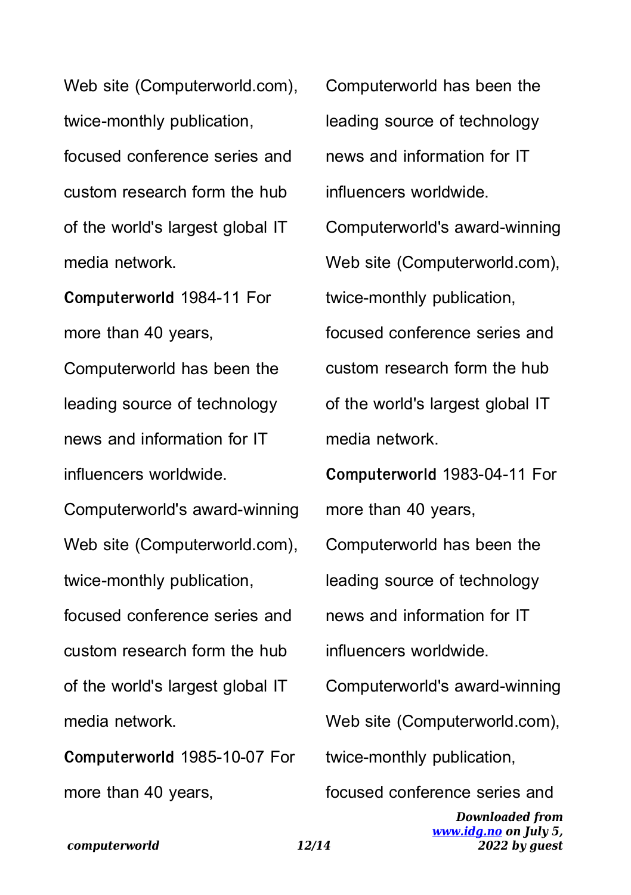Web site (Computerworld.com), twice-monthly publication, focused conference series and custom research form the hub of the world's largest global IT media network.

**Computerworld** 1984-11 For more than 40 years, Computerworld has been the leading source of technology news and information for IT influencers worldwide. Computerworld's award-winning Web site (Computerworld.com), twice-monthly publication, focused conference series and custom research form the hub of the world's largest global IT media network.

**Computerworld** 1985-10-07 For more than 40 years, Computerworld has been the leading source of technology news and information for IT influencers worldwide. Computerworld's award-winning Web site (Computerworld.com), twice-monthly publication, focused conference series and custom research form the hub of the world's largest global IT media network.

**Computerworld** 1983-04-11 For more than 40 years, Computerworld has been the leading source of technology news and information for IT influencers worldwide. Computerworld's award-winning Web site (Computerworld.com), twice-monthly publication, focused conference series and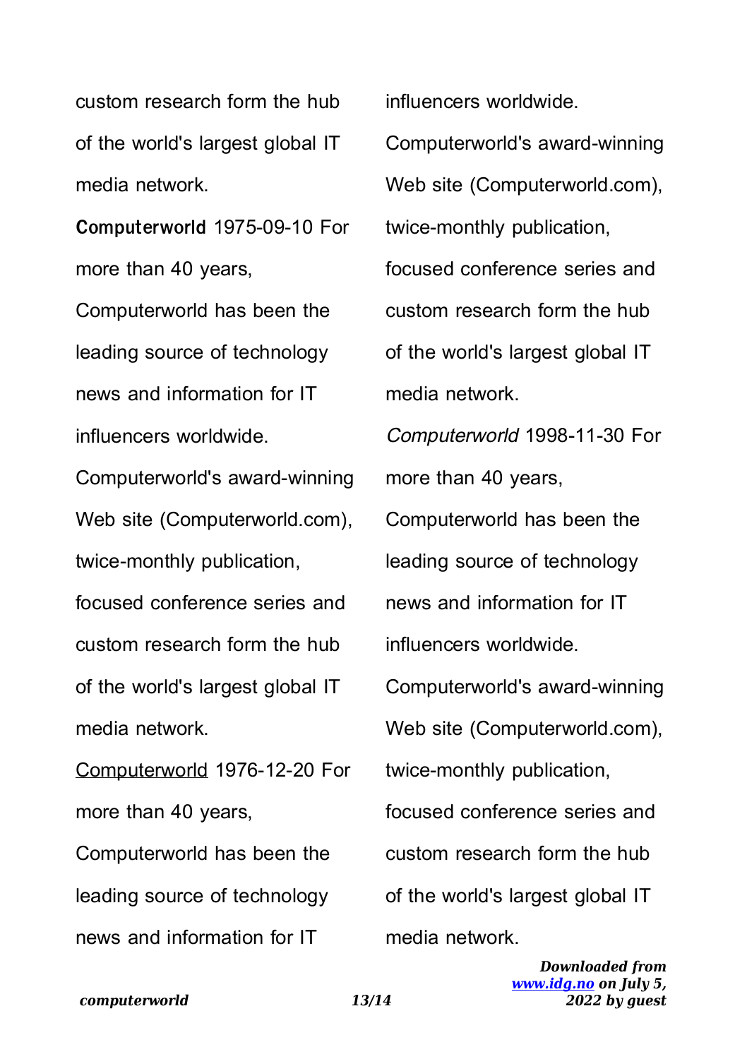custom research form the hub of the world's largest global IT media network.

**Computerworld** 1975-09-10 For more than 40 years, Computerworld has been the leading source of technology news and information for IT influencers worldwide. Computerworld's award-winning Web site (Computerworld.com), twice-monthly publication, focused conference series and custom research form the hub of the world's largest global IT media network.

Computerworld 1976-12-20 For more than 40 years, Computerworld has been the leading source of technology news and information for IT influencers worldwide. Computerworld's award-winning Web site (Computerworld.com), twice-monthly publication, focused conference series and custom research form the hub of the world's largest global IT media network.

*Computerworld* 1998-11-30 For more than 40 years, Computerworld has been the leading source of technology news and information for IT influencers worldwide. Computerworld's award-winning Web site (Computerworld.com), twice-monthly publication, focused conference series and custom research form the hub of the world's largest global IT media network.